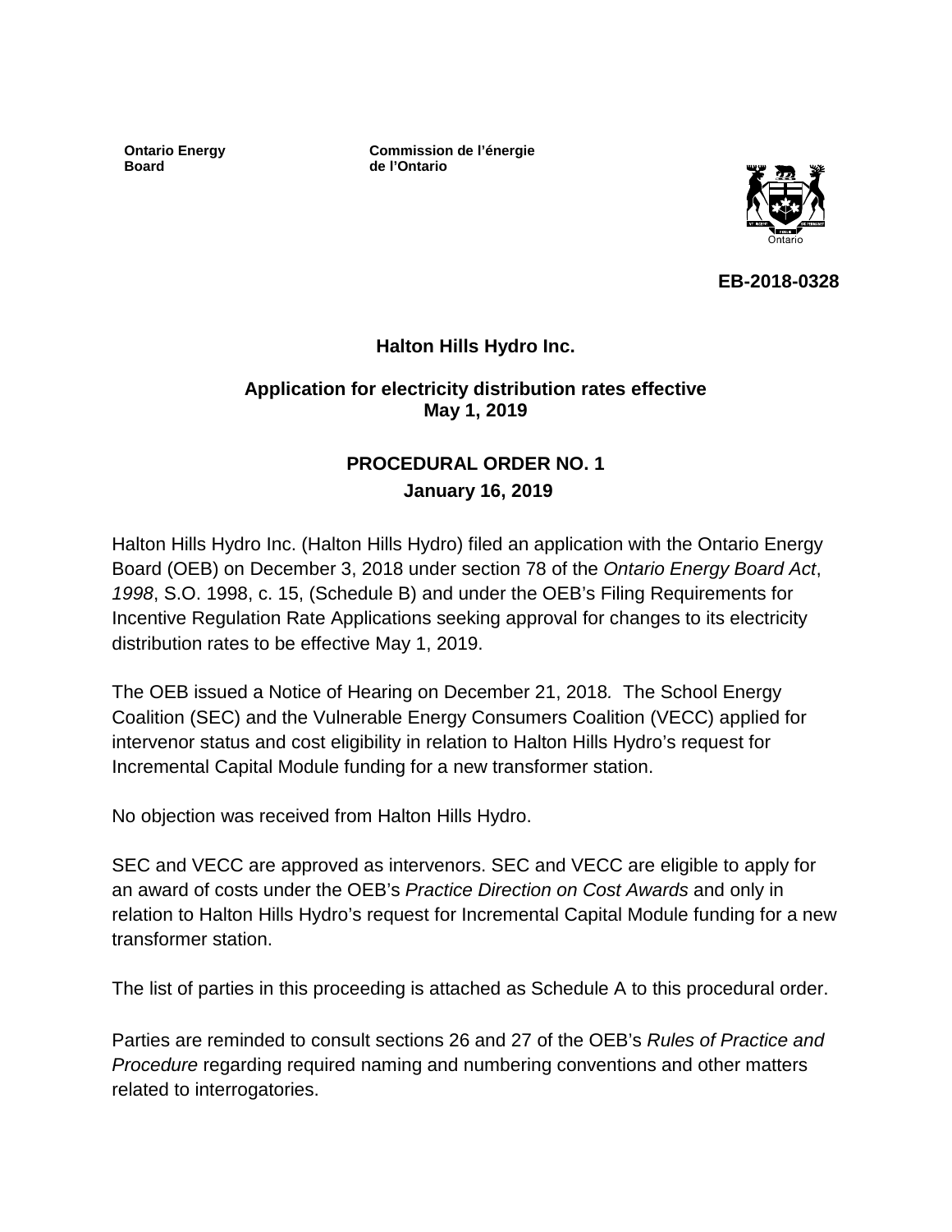**Ontario Energy Board**

**Commission de l'énergie de l'Ontario**

**EB-2018-0328**

**Halton Hills Hydro Inc.**

**Application for electricity distribution rates effective May 1, 2019**

## PROCEDURAL ORDER NO. 1

**January 16, 2019**

Halton Hills Hydro Inc. (Halton Hills Hydro) filed an application with the Ontario Energy Board (OEB) on December 3, 2018 under section 78 of the *Ontario Energy Board Act*, *1998*, S.O. 1998, c. 15, (Schedule B) and under the OEB's Filing Requirements for Incentive Regulation Rate Applications seeking approval for changes to its electricity distribution rates to be effective May 1, 2019.

The OEB issued a Notice of Hearing on December 21, 2018*.* The School Energy Coalition (SEC) and the Vulnerable Energy Consumers Coalition (VECC) applied for intervenor status and cost eligibility in relation to Halton Hills Hydro's request for Incremental Capital Module funding for a new transformer station.

No objection was received from Halton Hills Hydro.

SEC and VECC are approved as intervenors. SEC and VECC are eligible to apply for an award of costs under the OEB's *Practice Direction on Cost Awards* and only in relation to Halton Hills Hydro's request for Incremental Capital Module funding for a new transformer station.

The list of parties in this proceeding is attached as Schedule A to this procedural order.

Parties are reminded to consult sections 26 and 27 of the OEB's *Rules of Practice and Procedure* regarding required naming and numbering conventions and other matters related to interrogatories.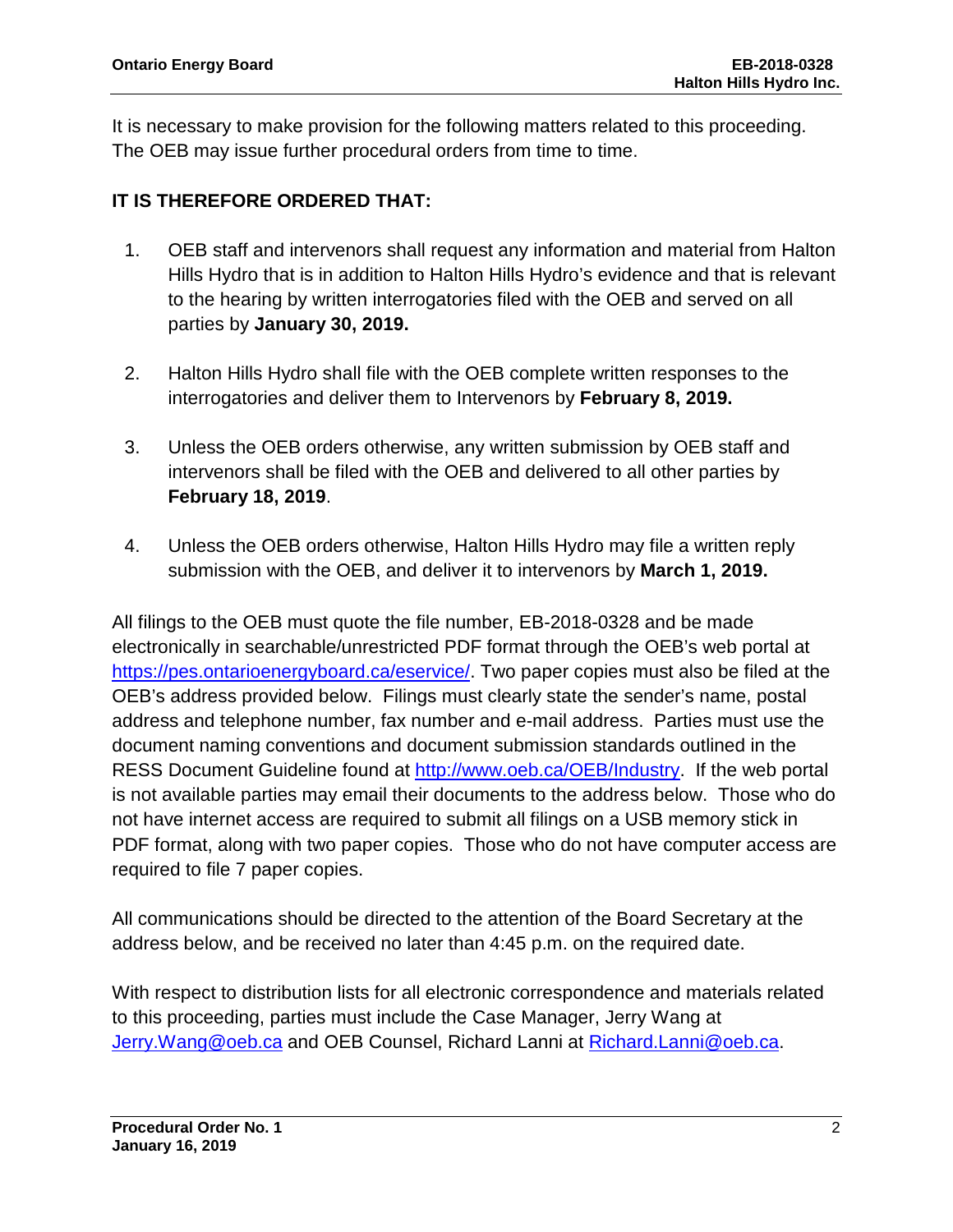It is necessary to make provision for the following matters related to this proceeding. The OEB may issue further procedural orders from time to time.

**IT IS THEREFORE ORDERED THAT:**

1. OEB staff and intervenors shall request any information and material from Halton Hills Hydro that is in addition to Halton Hills Hydro's evidence and that is relevant to the hearing by written interrogatories filed with the OEB and served on all parties by **January 30, 2019.**

2. Halton Hills Hydro shall file with the OEB complete written responses to the interrogatories and deliver them to Intervenors by **February 8, 2019.**

3. Unless the OEB orders otherwise, any written submission by OEB staff and intervenors shall be filed with the OEB and delivered to all other parties by **February 18, 2019**.

4. Unless the OEB orders otherwise, Halton Hills Hydro may file a written reply submission with the OEB, and deliver it to intervenors by **March 1, 2019.**

All filings to the OEB must quote the file number, EB-2018-0328 and be made electronically in searchable/unrestricted PDF format through the OEB's web portal at [https://pes.ontarioenergyboard.ca/eservice/](https://pes.ontarioenergyboard.ca/eservice/). Two paper copies must also be filed at the OEB's address provided below. Filings must clearly state the sender's name, postal address and telephone number, fax number and e-mail address. Parties must use the document naming conventions and document submission standards outlined in the RESS Document Guideline found at [http://www.oeb.ca/OEB/Industry](http://www.oeb.ca/OEB/Industry). If the web portal is not available parties may email their documents to the address below. Those who do not have internet access are required to submit all filings on a USB memory stick in PDF format, along with two paper copies. Those who do not have computer access are required to file 7 paper copies.

All communications should be directed to the attention of the Board Secretary at the address below, and be received no later than 4:45 p.m. on the required date.

With respect to distribution lists for all electronic correspondence and materials related to this proceeding, parties must include the Case Manager, Jerry Wang at [Jerry.Wang@oeb.ca](mailto:Jerry.Wang@oeb.ca) and OEB Counsel, Richard Lanni at [Richard.Lanni@oeb.ca](mailto:Richard.Lanni@oeb.ca).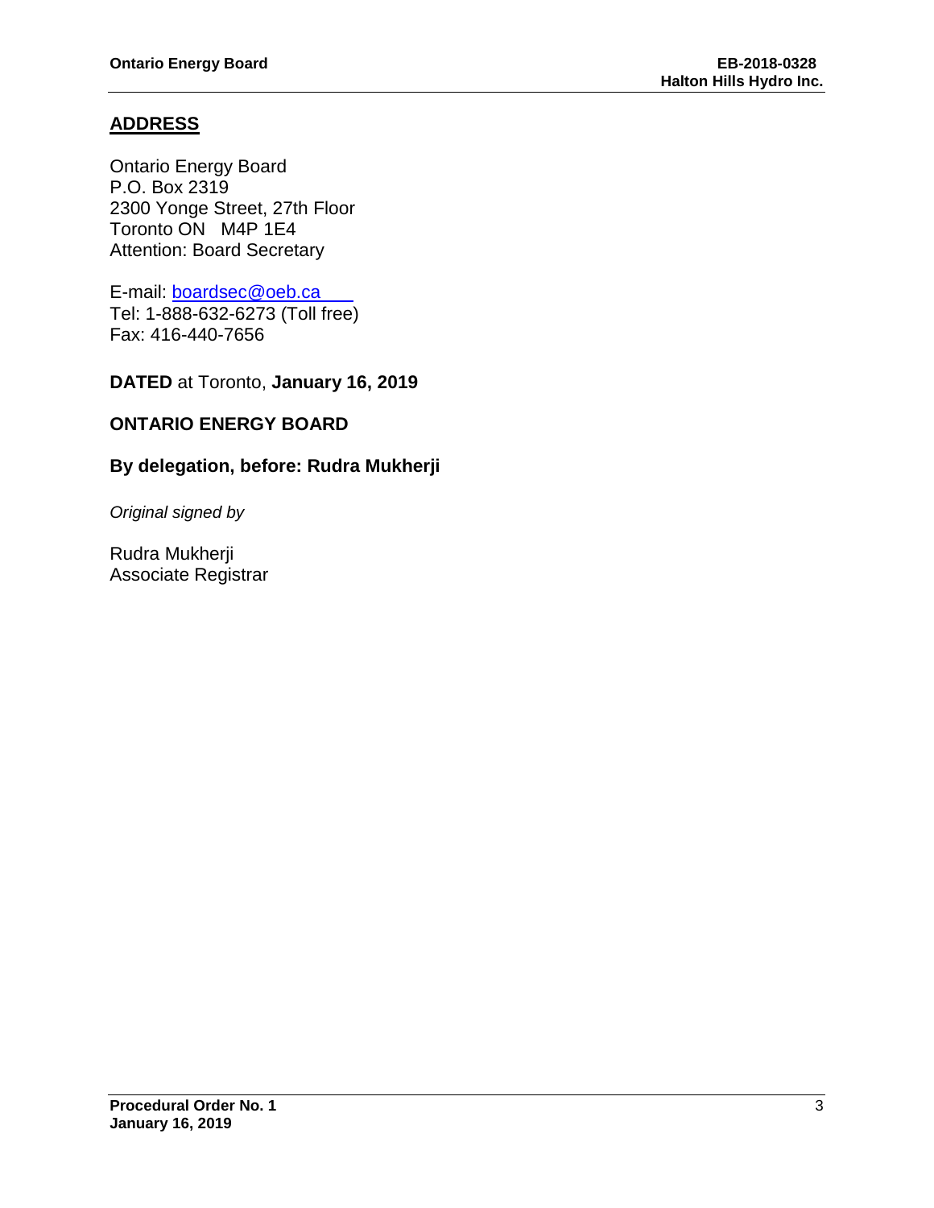## ADDRESS

Ontario Energy Board
P.O. Box 2319
2300 Yonge Street, 27th Floor
Toronto ON M4P 1E4
Attention: Board Secretary

E-mail: boardsec@oeb.ca
Tel: 1-888-632-6273 (Toll free)
Fax: 416-440-7656

**DATED** at Toronto, **January 16, 2019**

**ONTARIO ENERGY BOARD**

**By delegation, before: Rudra Mukherji**

*Original signed by*

Rudra Mukherji
Associate Registrar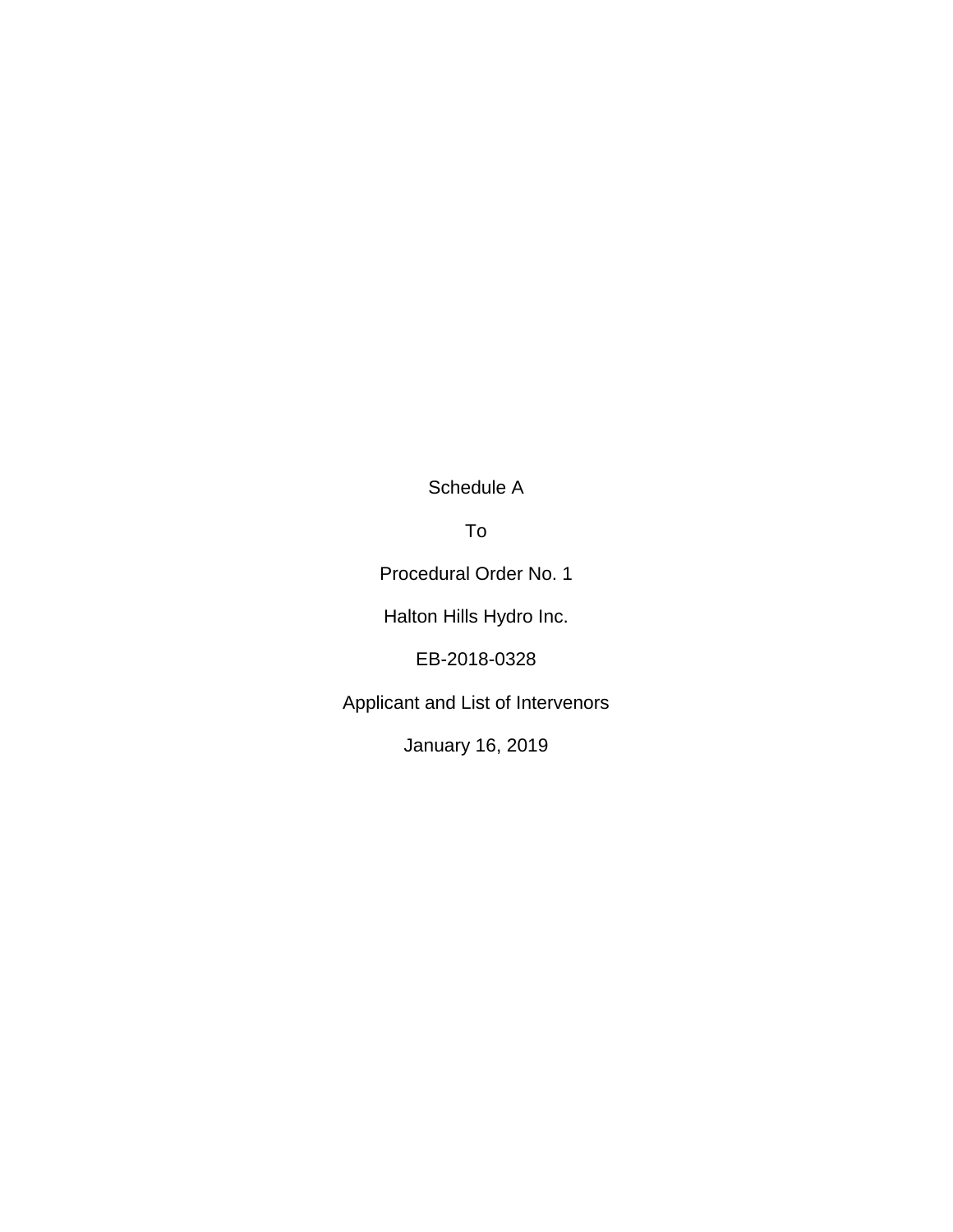Schedule A

To

Procedural Order No. 1

Halton Hills Hydro Inc.

EB-2018-0328

Applicant and List of Intervenors

January 16, 2019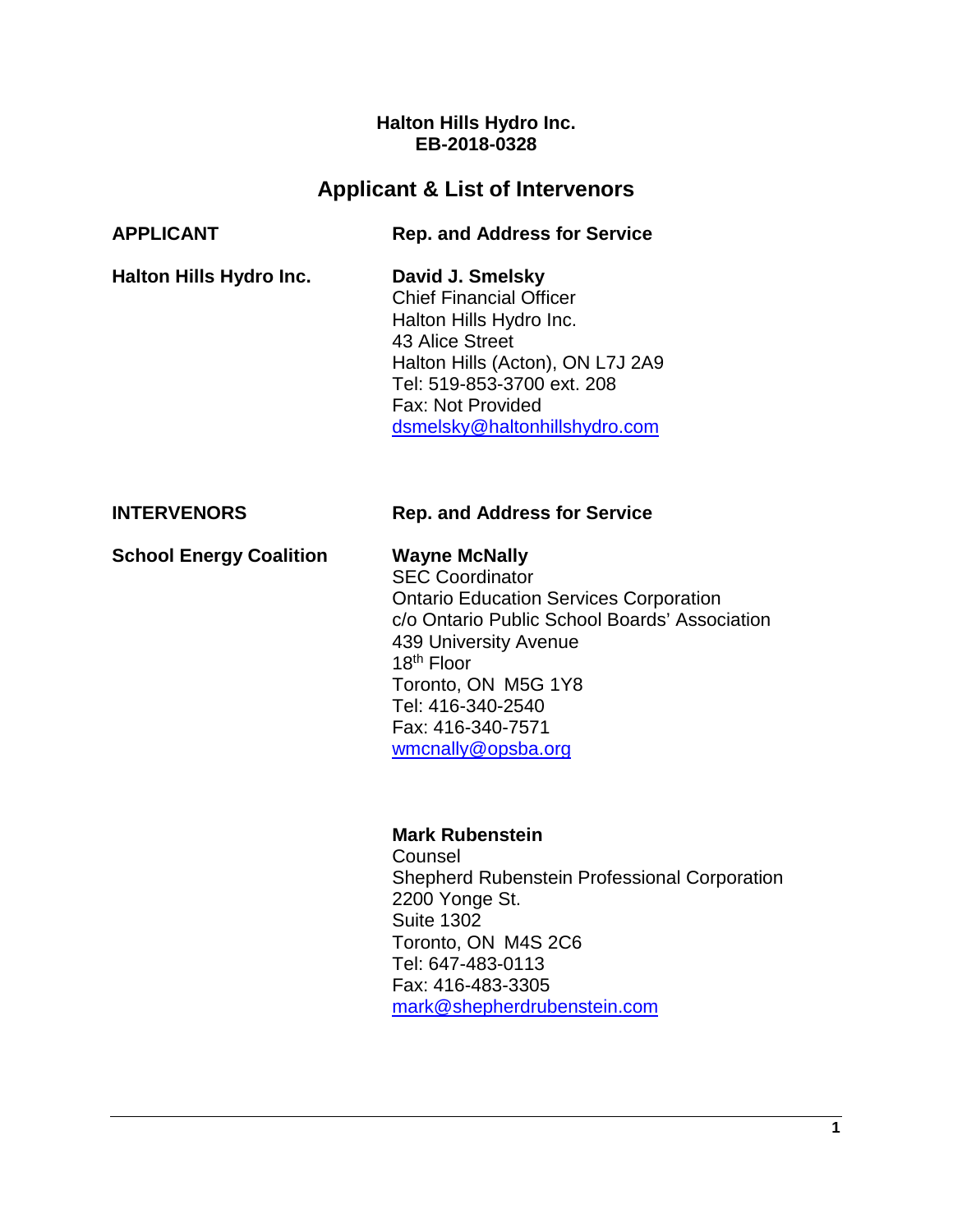**Halton Hills Hydro Inc.**
**EB-2018-0328**

## Applicant & List of Intervenors

| **APPLICANT** | **Rep. and Address for Service** |
|---|---|
| **Halton Hills Hydro Inc.** | **David J. Smelsky**<br>Chief Financial Officer<br>Halton Hills Hydro Inc.<br>43 Alice Street<br>Halton Hills (Acton), ON L7J 2A9<br>Tel: 519-853-3700 ext. 208<br>Fax: Not Provided<br>dsmelsky@haltonhillshydro.com |

| **INTERVENORS** | **Rep. and Address for Service** |
|---|---|
| **School Energy Coalition** | **Wayne McNally**<br>SEC Coordinator<br>Ontario Education Services Corporation<br>c/o Ontario Public School Boards' Association<br>439 University Avenue<br>18th Floor<br>Toronto, ON M5G 1Y8<br>Tel: 416-340-2540<br>Fax: 416-340-7571<br>wmcnally@opsba.org |
| | **Mark Rubenstein**<br>Counsel<br>Shepherd Rubenstein Professional Corporation<br>2200 Yonge St.<br>Suite 1302<br>Toronto, ON M4S 2C6<br>Tel: 647-483-0113<br>Fax: 416-483-3305<br>mark@shepherdrubenstein.com |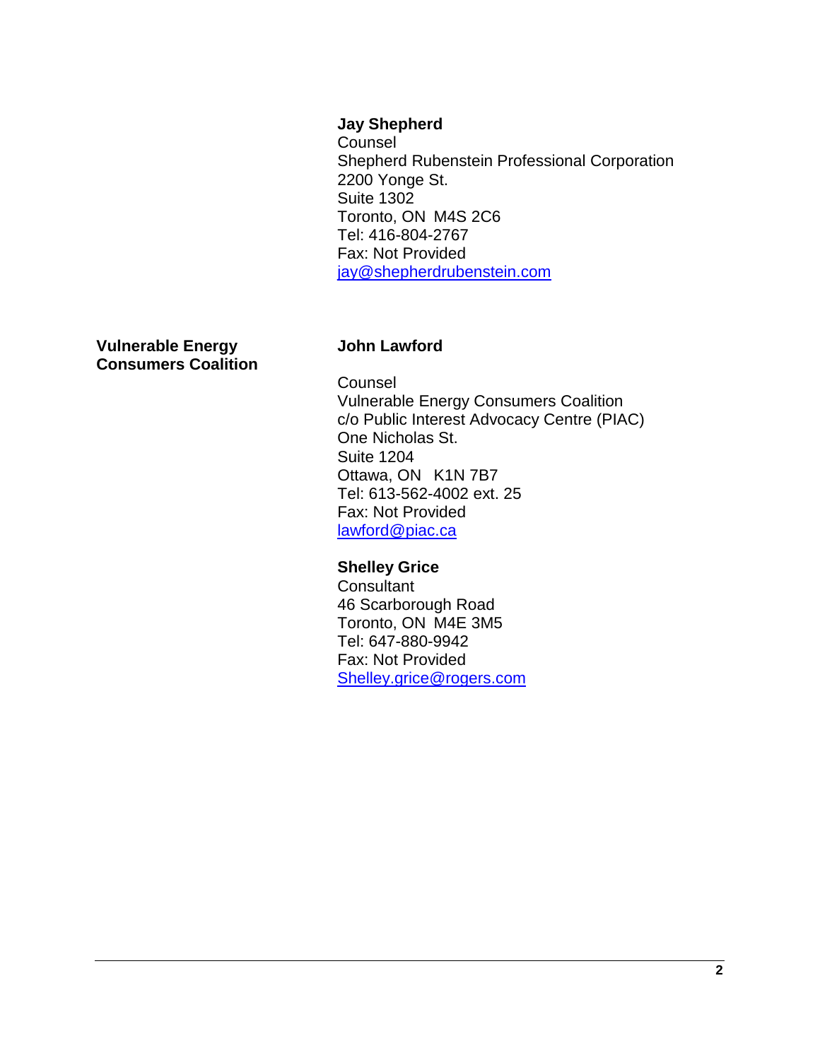**Jay Shepherd**
Counsel
Shepherd Rubenstein Professional Corporation
2200 Yonge St.
Suite 1302
Toronto, ON M4S 2C6
Tel: 416-804-2767
Fax: Not Provided
jay@shepherdrubenstein.com

**Vulnerable Energy Consumers Coalition**

**John Lawford**

Counsel
Vulnerable Energy Consumers Coalition
c/o Public Interest Advocacy Centre (PIAC)
One Nicholas St.
Suite 1204
Ottawa, ON K1N 7B7
Tel: 613-562-4002 ext. 25
Fax: Not Provided
lawford@piac.ca

**Shelley Grice**
Consultant
46 Scarborough Road
Toronto, ON M4E 3M5
Tel: 647-880-9942
Fax: Not Provided
Shelley.grice@rogers.com